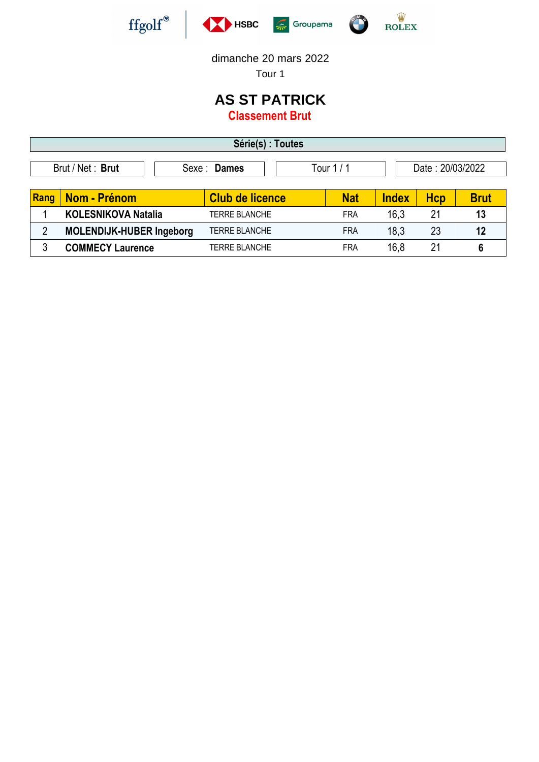dimanche 20 mars 2022

Tour 1

# AS ST PATRICK

## Classement Brut

**Série(s) : Toutes**

| Brut / Net : **Brut** | Sexe : **Dames** | Tour 1 / 1 | Date : 20/03/2022 |
|---|---|---|---|

| Rang | Nom - Prénom | Club de licence | Nat | Index | Hcp | Brut |
|---|---|---|---|---|---|---|
| 1 | **KOLESNIKOVA Natalia** | TERRE BLANCHE | FRA | 16,3 | 21 | **13** |
| 2 | **MOLENDIJK-HUBER Ingeborg** | TERRE BLANCHE | FRA | 18,3 | 23 | **12** |
| 3 | **COMMECY Laurence** | TERRE BLANCHE | FRA | 16,8 | 21 | **6** |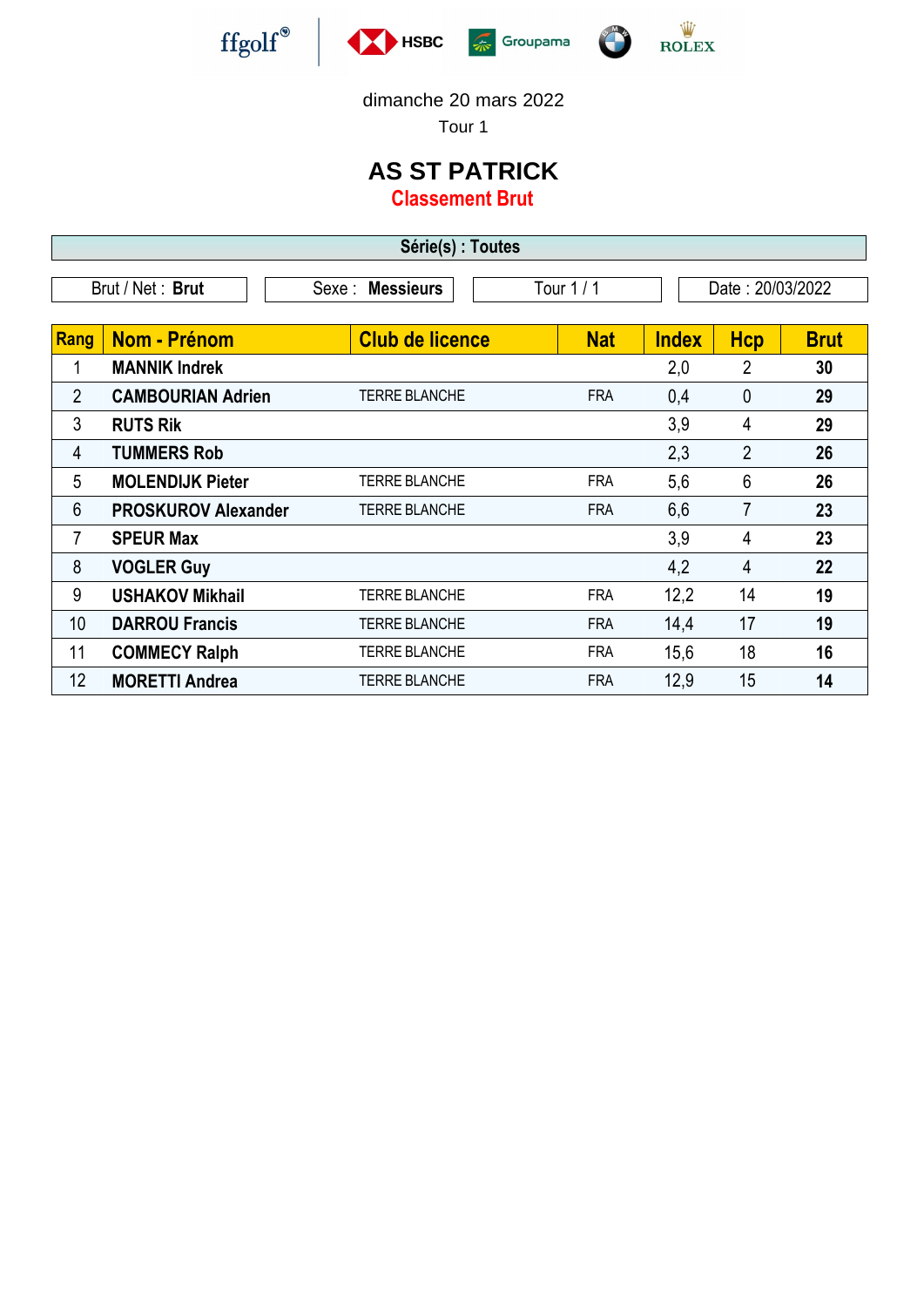dimanche 20 mars 2022

Tour 1

# AS ST PATRICK

## Classement Brut

| Série(s) : Toutes |
|---|

| Brut / Net : **Brut** | Sexe : **Messieurs** | Tour 1 / 1 | Date : 20/03/2022 |
|---|---|---|---|

| Rang | Nom - Prénom | Club de licence | Nat | Index | Hcp | Brut |
|---|---|---|---|---|---|---|
| 1 | **MANNIK Indrek** | | | 2,0 | 2 | **30** |
| 2 | **CAMBOURIAN Adrien** | TERRE BLANCHE | FRA | 0,4 | 0 | **29** |
| 3 | **RUTS Rik** | | | 3,9 | 4 | **29** |
| 4 | **TUMMERS Rob** | | | 2,3 | 2 | **26** |
| 5 | **MOLENDIJK Pieter** | TERRE BLANCHE | FRA | 5,6 | 6 | **26** |
| 6 | **PROSKUROV Alexander** | TERRE BLANCHE | FRA | 6,6 | 7 | **23** |
| 7 | **SPEUR Max** | | | 3,9 | 4 | **23** |
| 8 | **VOGLER Guy** | | | 4,2 | 4 | **22** |
| 9 | **USHAKOV Mikhail** | TERRE BLANCHE | FRA | 12,2 | 14 | **19** |
| 10 | **DARROU Francis** | TERRE BLANCHE | FRA | 14,4 | 17 | **19** |
| 11 | **COMMECY Ralph** | TERRE BLANCHE | FRA | 15,6 | 18 | **16** |
| 12 | **MORETTI Andrea** | TERRE BLANCHE | FRA | 12,9 | 15 | **14** |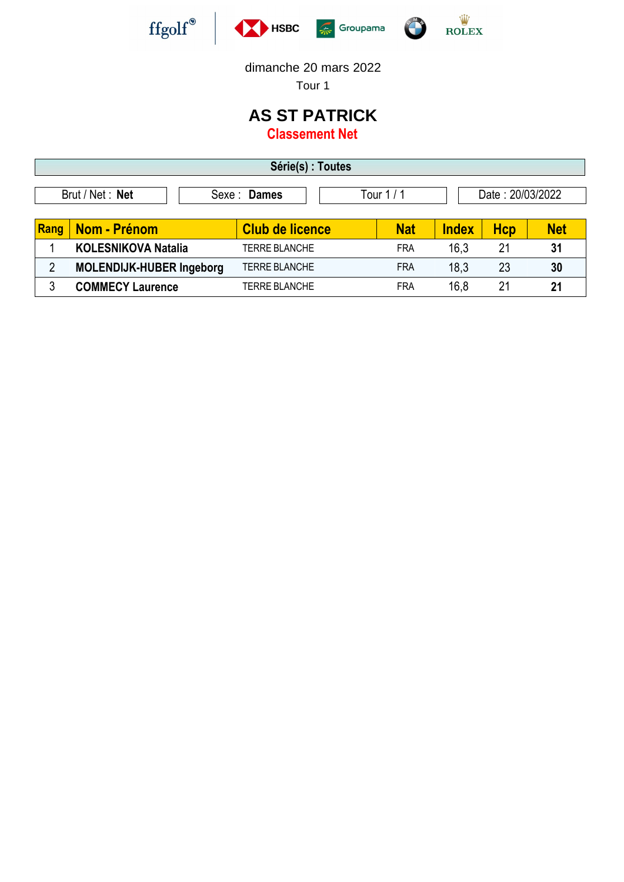dimanche 20 mars 2022

Tour 1

# AS ST PATRICK

## Classement Net

**Série(s) : Toutes**

| Brut / Net : **Net** | Sexe : **Dames** | Tour 1 / 1 | Date : 20/03/2022 |
|---|---|---|---|

| Rang | Nom - Prénom | Club de licence | Nat | Index | Hcp | Net |
|---|---|---|---|---|---|---|
| 1 | **KOLESNIKOVA Natalia** | TERRE BLANCHE | FRA | 16,3 | 21 | **31** |
| 2 | **MOLENDIJK-HUBER Ingeborg** | TERRE BLANCHE | FRA | 18,3 | 23 | **30** |
| 3 | **COMMECY Laurence** | TERRE BLANCHE | FRA | 16,8 | 21 | **21** |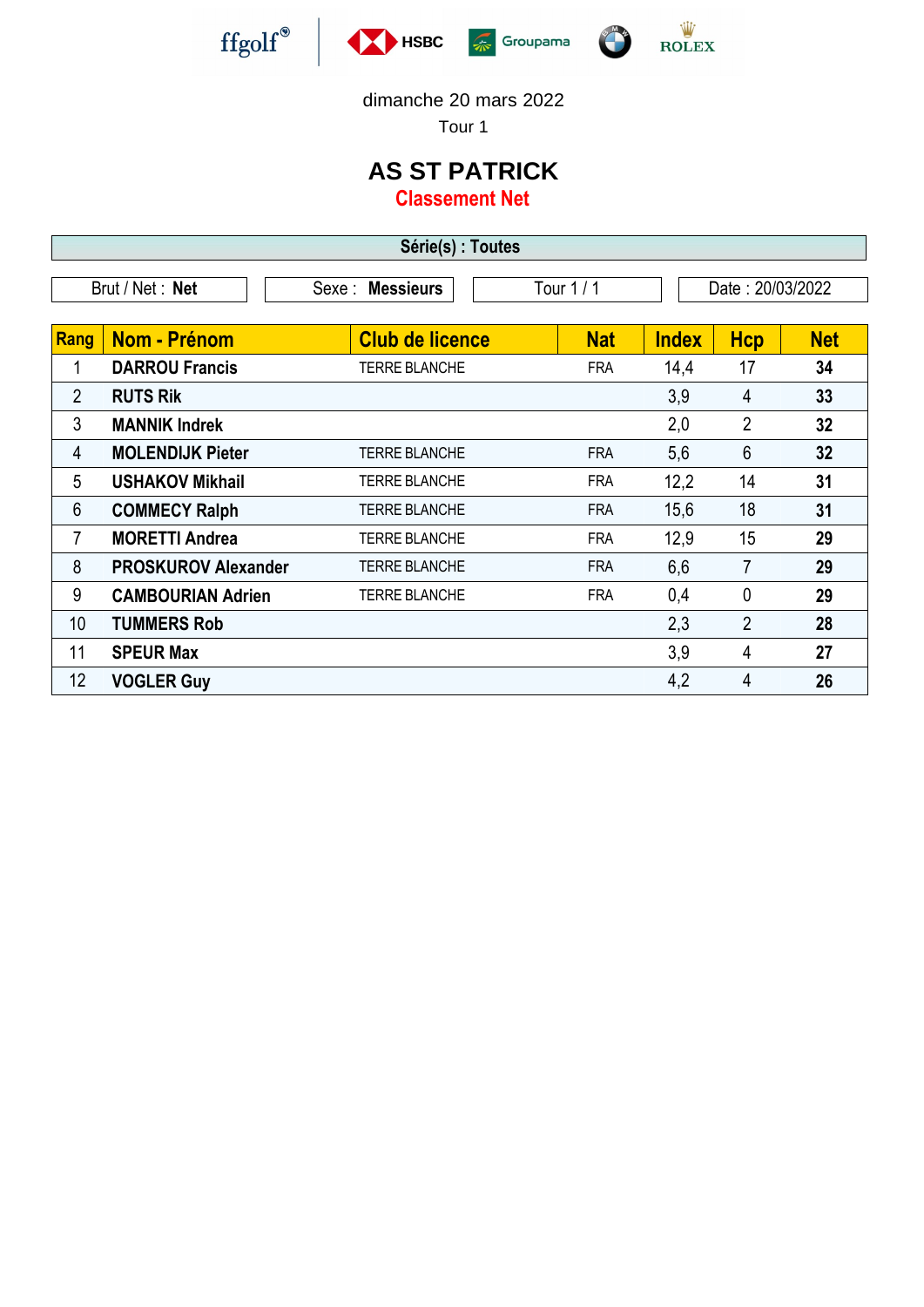dimanche 20 mars 2022

Tour 1

# AS ST PATRICK

## Classement Net

**Série(s) : Toutes**

| Brut / Net : **Net** | Sexe : **Messieurs** | Tour 1 / 1 | Date : 20/03/2022 |
|---|---|---|---|

| Rang | Nom - Prénom | Club de licence | Nat | Index | Hcp | Net |
|---|---|---|---|---|---|---|
| 1 | **DARROU Francis** | TERRE BLANCHE | FRA | 14,4 | 17 | **34** |
| 2 | **RUTS Rik** | | | 3,9 | 4 | **33** |
| 3 | **MANNIK Indrek** | | | 2,0 | 2 | **32** |
| 4 | **MOLENDIJK Pieter** | TERRE BLANCHE | FRA | 5,6 | 6 | **32** |
| 5 | **USHAKOV Mikhail** | TERRE BLANCHE | FRA | 12,2 | 14 | **31** |
| 6 | **COMMECY Ralph** | TERRE BLANCHE | FRA | 15,6 | 18 | **31** |
| 7 | **MORETTI Andrea** | TERRE BLANCHE | FRA | 12,9 | 15 | **29** |
| 8 | **PROSKUROV Alexander** | TERRE BLANCHE | FRA | 6,6 | 7 | **29** |
| 9 | **CAMBOURIAN Adrien** | TERRE BLANCHE | FRA | 0,4 | 0 | **29** |
| 10 | **TUMMERS Rob** | | | 2,3 | 2 | **28** |
| 11 | **SPEUR Max** | | | 3,9 | 4 | **27** |
| 12 | **VOGLER Guy** | | | 4,2 | 4 | **26** |